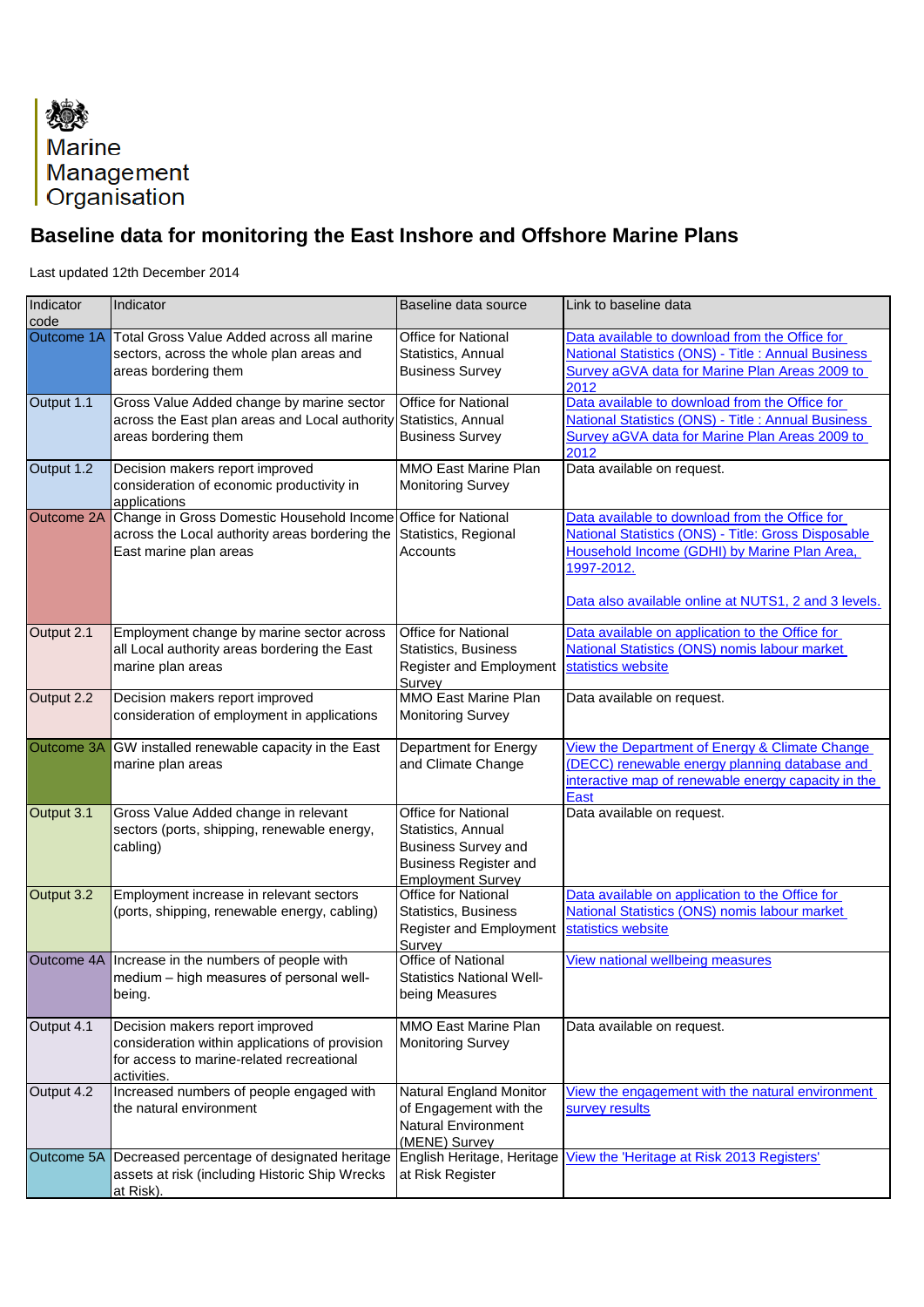Marine Management Organisation

# Baseline data for monitoring the East Inshore and Offshore Marine Plans

Last updated 12th December 2014

| Indicator code | Indicator | Baseline data source | Link to baseline data |
|---|---|---|---|
| Outcome 1A | Total Gross Value Added across all marine sectors, across the whole plan areas and areas bordering them | Office for National Statistics, Annual Business Survey | Data available to download from the Office for National Statistics (ONS) - Title : Annual Business Survey aGVA data for Marine Plan Areas 2009 to 2012 |
| Output 1.1 | Gross Value Added change by marine sector across the East plan areas and Local authority areas bordering them | Office for National Statistics, Annual Business Survey | Data available to download from the Office for National Statistics (ONS) - Title : Annual Business Survey aGVA data for Marine Plan Areas 2009 to 2012 |
| Output 1.2 | Decision makers report improved consideration of economic productivity in applications | MMO East Marine Plan Monitoring Survey | Data available on request. |
| Outcome 2A | Change in Gross Domestic Household Income across the Local authority areas bordering the East marine plan areas | Office for National Statistics, Regional Accounts | Data available to download from the Office for National Statistics (ONS) - Title: Gross Disposable Household Income (GDHI) by Marine Plan Area, 1997-2012.<br><br>Data also available online at NUTS1, 2 and 3 levels. |
| Output 2.1 | Employment change by marine sector across all Local authority areas bordering the East marine plan areas | Office for National Statistics, Business Register and Employment Survey | Data available on application to the Office for National Statistics (ONS) nomis labour market statistics website |
| Output 2.2 | Decision makers report improved consideration of employment in applications | MMO East Marine Plan Monitoring Survey | Data available on request. |
| Outcome 3A | GW installed renewable capacity in the East marine plan areas | Department for Energy and Climate Change | View the Department of Energy & Climate Change (DECC) renewable energy planning database and interactive map of renewable energy capacity in the East |
| Output 3.1 | Gross Value Added change in relevant sectors (ports, shipping, renewable energy, cabling) | Office for National Statistics, Annual Business Survey and Business Register and Employment Survey | Data available on request. |
| Output 3.2 | Employment increase in relevant sectors (ports, shipping, renewable energy, cabling) | Office for National Statistics, Business Register and Employment Survey | Data available on application to the Office for National Statistics (ONS) nomis labour market statistics website |
| Outcome 4A | Increase in the numbers of people with medium – high measures of personal well-being. | Office of National Statistics National Well-being Measures | View national wellbeing measures |
| Output 4.1 | Decision makers report improved consideration within applications of provision for access to marine-related recreational activities. | MMO East Marine Plan Monitoring Survey | Data available on request. |
| Output 4.2 | Increased numbers of people engaged with the natural environment | Natural England Monitor of Engagement with the Natural Environment (MENE) Survey | View the engagement with the natural environment survey results |
| Outcome 5A | Decreased percentage of designated heritage assets at risk (including Historic Ship Wrecks at Risk). | English Heritage, Heritage at Risk Register | View the 'Heritage at Risk 2013 Registers' |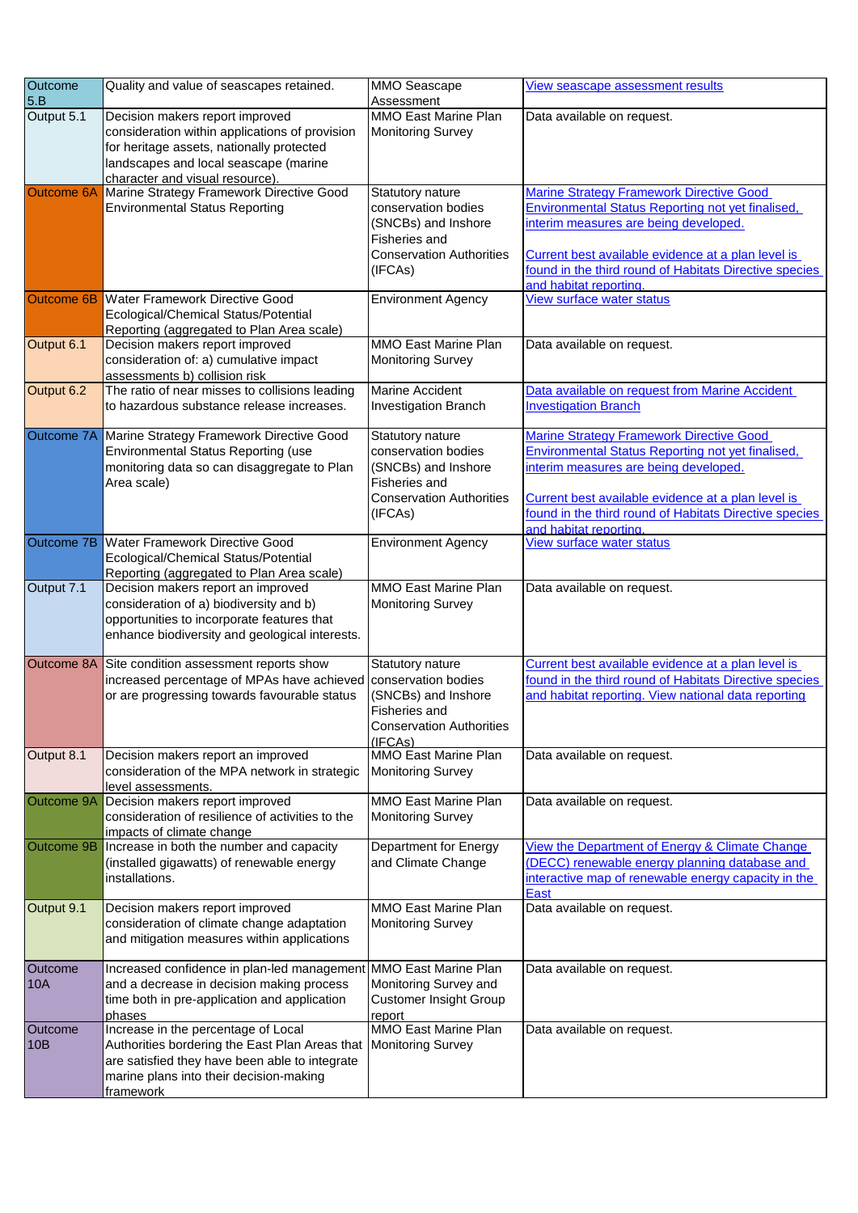| Outcome 5.B | Quality and value of seascapes retained. | MMO Seascape Assessment | View seascape assessment results |
|---|---|---|---|
| Output 5.1 | Decision makers report improved consideration within applications of provision for heritage assets, nationally protected landscapes and local seascape (marine character and visual resource). | MMO East Marine Plan Monitoring Survey | Data available on request. |
| Outcome 6A | Marine Strategy Framework Directive Good Environmental Status Reporting | Statutory nature conservation bodies (SNCBs) and Inshore Fisheries and Conservation Authorities (IFCAs) | Marine Strategy Framework Directive Good Environmental Status Reporting not yet finalised, interim measures are being developed.<br><br>Current best available evidence at a plan level is found in the third round of Habitats Directive species and habitat reporting. |
| Outcome 6B | Water Framework Directive Good Ecological/Chemical Status/Potential Reporting (aggregated to Plan Area scale) | Environment Agency | View surface water status |
| Output 6.1 | Decision makers report improved consideration of: a) cumulative impact assessments b) collision risk | MMO East Marine Plan Monitoring Survey | Data available on request. |
| Output 6.2 | The ratio of near misses to collisions leading to hazardous substance release increases. | Marine Accident Investigation Branch | Data available on request from Marine Accident Investigation Branch |
| Outcome 7A | Marine Strategy Framework Directive Good Environmental Status Reporting (use monitoring data so can disaggregate to Plan Area scale) | Statutory nature conservation bodies (SNCBs) and Inshore Fisheries and Conservation Authorities (IFCAs) | Marine Strategy Framework Directive Good Environmental Status Reporting not yet finalised, interim measures are being developed.<br><br>Current best available evidence at a plan level is found in the third round of Habitats Directive species and habitat reporting. |
| Outcome 7B | Water Framework Directive Good Ecological/Chemical Status/Potential Reporting (aggregated to Plan Area scale) | Environment Agency | View surface water status |
| Output 7.1 | Decision makers report an improved consideration of a) biodiversity and b) opportunities to incorporate features that enhance biodiversity and geological interests. | MMO East Marine Plan Monitoring Survey | Data available on request. |
| Outcome 8A | Site condition assessment reports show increased percentage of MPAs have achieved or are progressing towards favourable status | Statutory nature conservation bodies (SNCBs) and Inshore Fisheries and Conservation Authorities (IFCAs) | Current best available evidence at a plan level is found in the third round of Habitats Directive species and habitat reporting. View national data reporting |
| Output 8.1 | Decision makers report an improved consideration of the MPA network in strategic level assessments. | MMO East Marine Plan Monitoring Survey | Data available on request. |
| Outcome 9A | Decision makers report improved consideration of resilience of activities to the impacts of climate change | MMO East Marine Plan Monitoring Survey | Data available on request. |
| Outcome 9B | Increase in both the number and capacity (installed gigawatts) of renewable energy installations. | Department for Energy and Climate Change | View the Department of Energy & Climate Change (DECC) renewable energy planning database and interactive map of renewable energy capacity in the East |
| Output 9.1 | Decision makers report improved consideration of climate change adaptation and mitigation measures within applications | MMO East Marine Plan Monitoring Survey | Data available on request. |
| Outcome 10A | Increased confidence in plan-led management and a decrease in decision making process time both in pre-application and application phases | MMO East Marine Plan Monitoring Survey and Customer Insight Group report | Data available on request. |
| Outcome 10B | Increase in the percentage of Local Authorities bordering the East Plan Areas that are satisfied they have been able to integrate marine plans into their decision-making framework | MMO East Marine Plan Monitoring Survey | Data available on request. |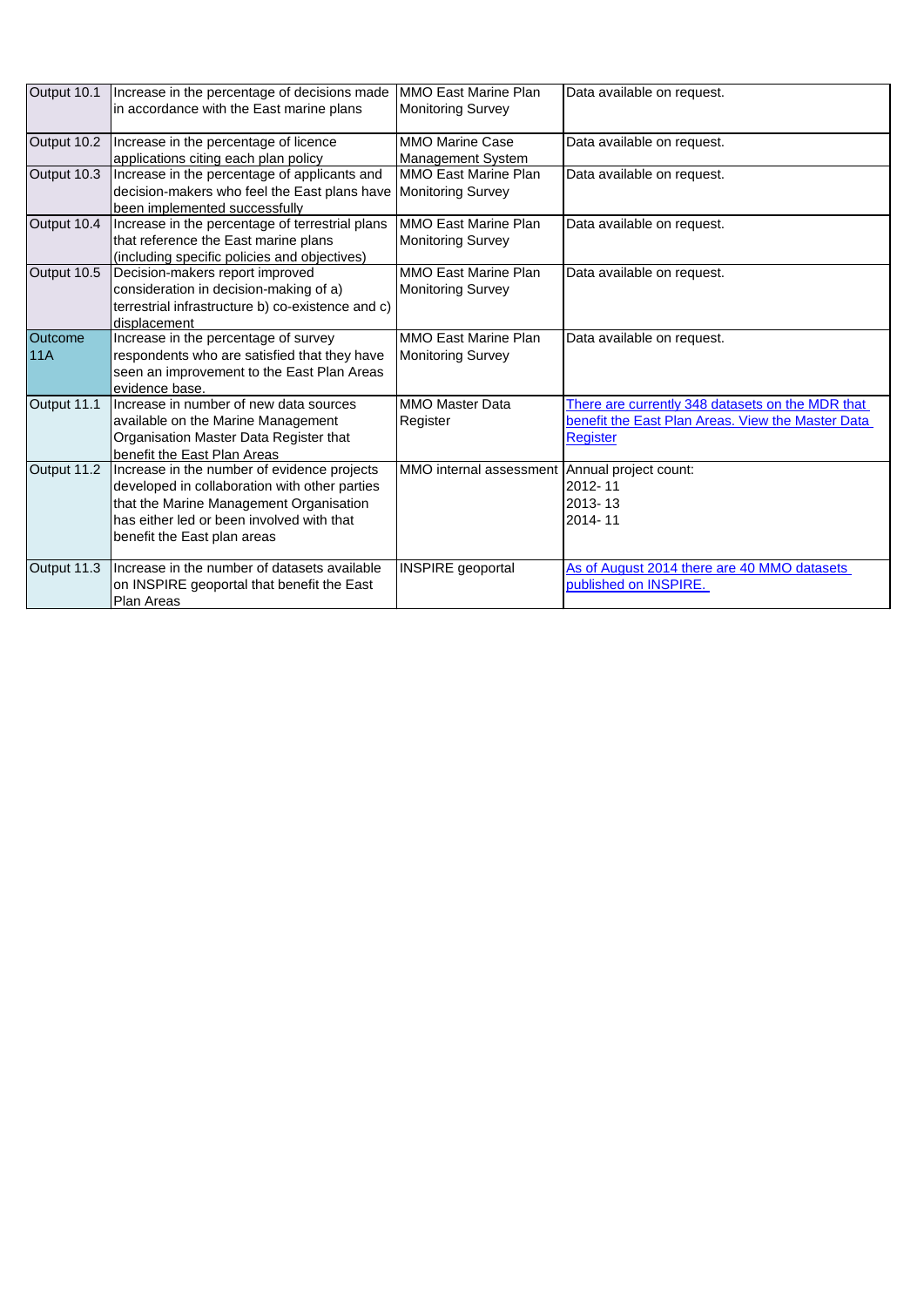| | | | |
|---|---|---|---|
| Output 10.1 | Increase in the percentage of decisions made in accordance with the East marine plans | MMO East Marine Plan Monitoring Survey | Data available on request. |
| Output 10.2 | Increase in the percentage of licence applications citing each plan policy | MMO Marine Case Management System | Data available on request. |
| Output 10.3 | Increase in the percentage of applicants and decision-makers who feel the East plans have been implemented successfully | MMO East Marine Plan Monitoring Survey | Data available on request. |
| Output 10.4 | Increase in the percentage of terrestrial plans that reference the East marine plans (including specific policies and objectives) | MMO East Marine Plan Monitoring Survey | Data available on request. |
| Output 10.5 | Decision-makers report improved consideration in decision-making of a) terrestrial infrastructure b) co-existence and c) displacement | MMO East Marine Plan Monitoring Survey | Data available on request. |
| Outcome 11A | Increase in the percentage of survey respondents who are satisfied that they have seen an improvement to the East Plan Areas evidence base. | MMO East Marine Plan Monitoring Survey | Data available on request. |
| Output 11.1 | Increase in number of new data sources available on the Marine Management Organisation Master Data Register that benefit the East Plan Areas | MMO Master Data Register | There are currently 348 datasets on the MDR that benefit the East Plan Areas. View the Master Data Register |
| Output 11.2 | Increase in the number of evidence projects developed in collaboration with other parties that the Marine Management Organisation has either led or been involved with that benefit the East plan areas | MMO internal assessment | Annual project count:<br>2012- 11<br>2013- 13<br>2014- 11 |
| Output 11.3 | Increase in the number of datasets available on INSPIRE geoportal that benefit the East Plan Areas | INSPIRE geoportal | As of August 2014 there are 40 MMO datasets published on INSPIRE. |